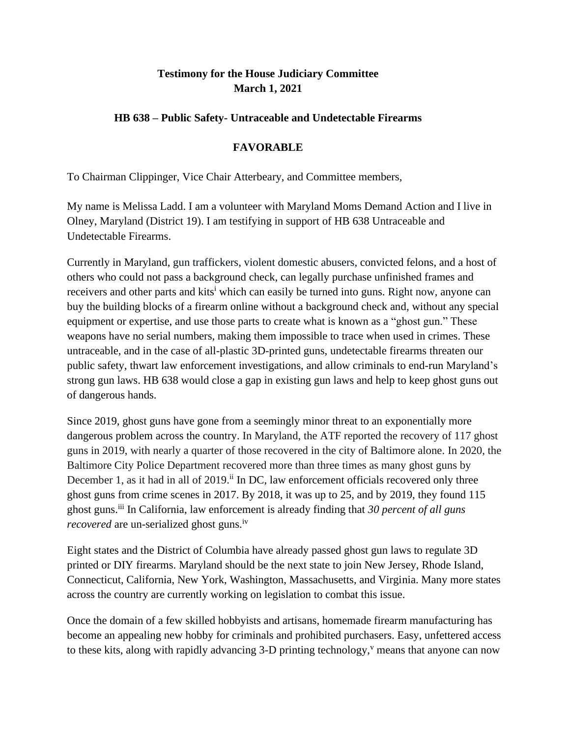**Testimony for the House Judiciary Committee**
**March 1, 2021**

**HB 638 – Public Safety- Untraceable and Undetectable Firearms**

**FAVORABLE**

To Chairman Clippinger, Vice Chair Atterbeary, and Committee members,

My name is Melissa Ladd. I am a volunteer with Maryland Moms Demand Action and I live in Olney, Maryland (District 19). I am testifying in support of HB 638 Untraceable and Undetectable Firearms.

Currently in Maryland, gun traffickers, violent domestic abusers, convicted felons, and a host of others who could not pass a background check, can legally purchase unfinished frames and receivers and other parts and kits[i] which can easily be turned into guns. Right now, anyone can buy the building blocks of a firearm online without a background check and, without any special equipment or expertise, and use those parts to create what is known as a "ghost gun." These weapons have no serial numbers, making them impossible to trace when used in crimes. These untraceable, and in the case of all-plastic 3D-printed guns, undetectable firearms threaten our public safety, thwart law enforcement investigations, and allow criminals to end-run Maryland's strong gun laws. HB 638 would close a gap in existing gun laws and help to keep ghost guns out of dangerous hands.

Since 2019, ghost guns have gone from a seemingly minor threat to an exponentially more dangerous problem across the country. In Maryland, the ATF reported the recovery of 117 ghost guns in 2019, with nearly a quarter of those recovered in the city of Baltimore alone. In 2020, the Baltimore City Police Department recovered more than three times as many ghost guns by December 1, as it had in all of 2019.[ii] In DC, law enforcement officials recovered only three ghost guns from crime scenes in 2017. By 2018, it was up to 25, and by 2019, they found 115 ghost guns.[iii] In California, law enforcement is already finding that *30 percent of all guns recovered* are un-serialized ghost guns.[iv]

Eight states and the District of Columbia have already passed ghost gun laws to regulate 3D printed or DIY firearms. Maryland should be the next state to join New Jersey, Rhode Island, Connecticut, California, New York, Washington, Massachusetts, and Virginia. Many more states across the country are currently working on legislation to combat this issue.

Once the domain of a few skilled hobbyists and artisans, homemade firearm manufacturing has become an appealing new hobby for criminals and prohibited purchasers. Easy, unfettered access to these kits, along with rapidly advancing 3-D printing technology,[v] means that anyone can now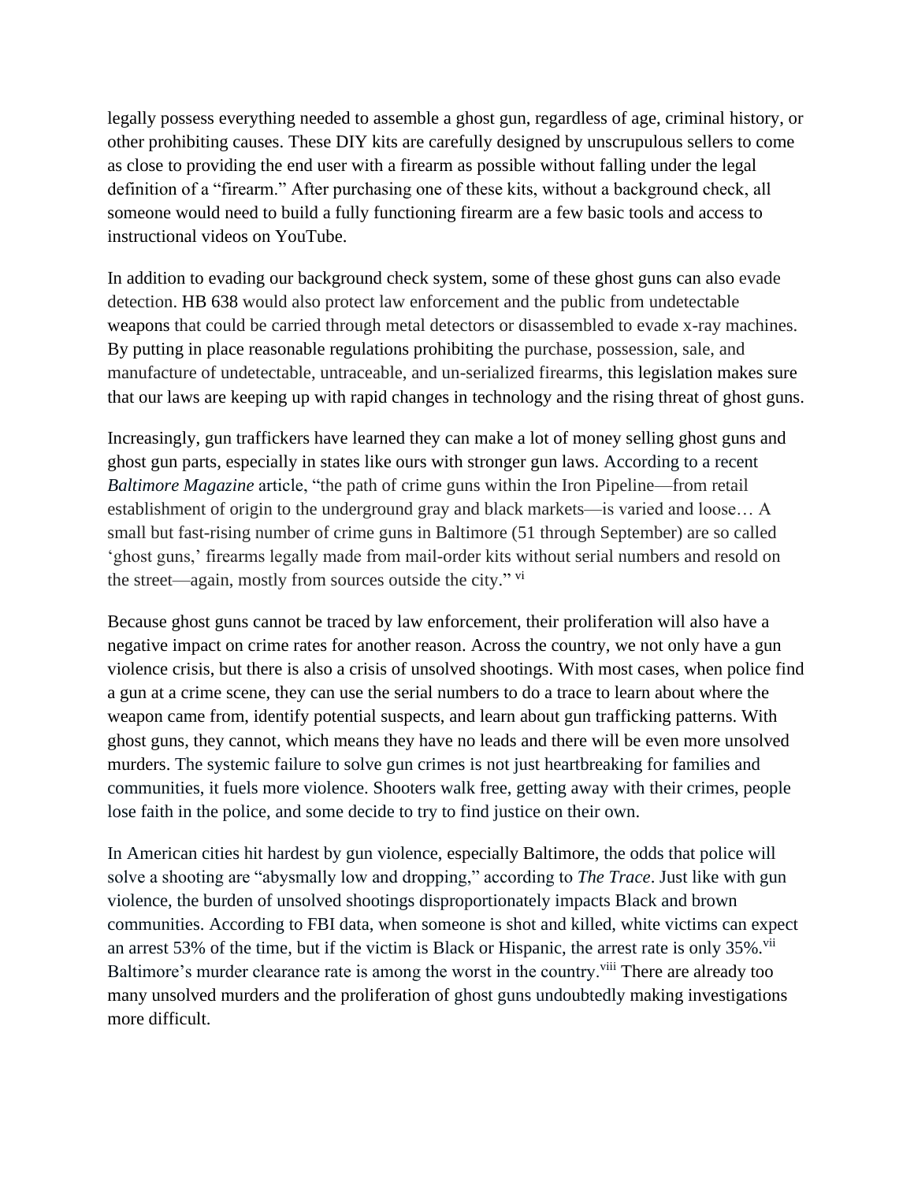legally possess everything needed to assemble a ghost gun, regardless of age, criminal history, or other prohibiting causes. These DIY kits are carefully designed by unscrupulous sellers to come as close to providing the end user with a firearm as possible without falling under the legal definition of a "firearm." After purchasing one of these kits, without a background check, all someone would need to build a fully functioning firearm are a few basic tools and access to instructional videos on YouTube.

In addition to evading our background check system, some of these ghost guns can also evade detection. HB 638 would also protect law enforcement and the public from undetectable weapons that could be carried through metal detectors or disassembled to evade x-ray machines. By putting in place reasonable regulations prohibiting the purchase, possession, sale, and manufacture of undetectable, untraceable, and un-serialized firearms, this legislation makes sure that our laws are keeping up with rapid changes in technology and the rising threat of ghost guns.

Increasingly, gun traffickers have learned they can make a lot of money selling ghost guns and ghost gun parts, especially in states like ours with stronger gun laws. According to a recent *Baltimore Magazine* article, "the path of crime guns within the Iron Pipeline—from retail establishment of origin to the underground gray and black markets—is varied and loose… A small but fast-rising number of crime guns in Baltimore (51 through September) are so called 'ghost guns,' firearms legally made from mail-order kits without serial numbers and resold on the street—again, mostly from sources outside the city." [vi]

Because ghost guns cannot be traced by law enforcement, their proliferation will also have a negative impact on crime rates for another reason. Across the country, we not only have a gun violence crisis, but there is also a crisis of unsolved shootings. With most cases, when police find a gun at a crime scene, they can use the serial numbers to do a trace to learn about where the weapon came from, identify potential suspects, and learn about gun trafficking patterns. With ghost guns, they cannot, which means they have no leads and there will be even more unsolved murders. The systemic failure to solve gun crimes is not just heartbreaking for families and communities, it fuels more violence. Shooters walk free, getting away with their crimes, people lose faith in the police, and some decide to try to find justice on their own.

In American cities hit hardest by gun violence, especially Baltimore, the odds that police will solve a shooting are "abysmally low and dropping," according to *The Trace*. Just like with gun violence, the burden of unsolved shootings disproportionately impacts Black and brown communities. According to FBI data, when someone is shot and killed, white victims can expect an arrest 53% of the time, but if the victim is Black or Hispanic, the arrest rate is only 35%.[vii] Baltimore's murder clearance rate is among the worst in the country.[viii] There are already too many unsolved murders and the proliferation of ghost guns undoubtedly making investigations more difficult.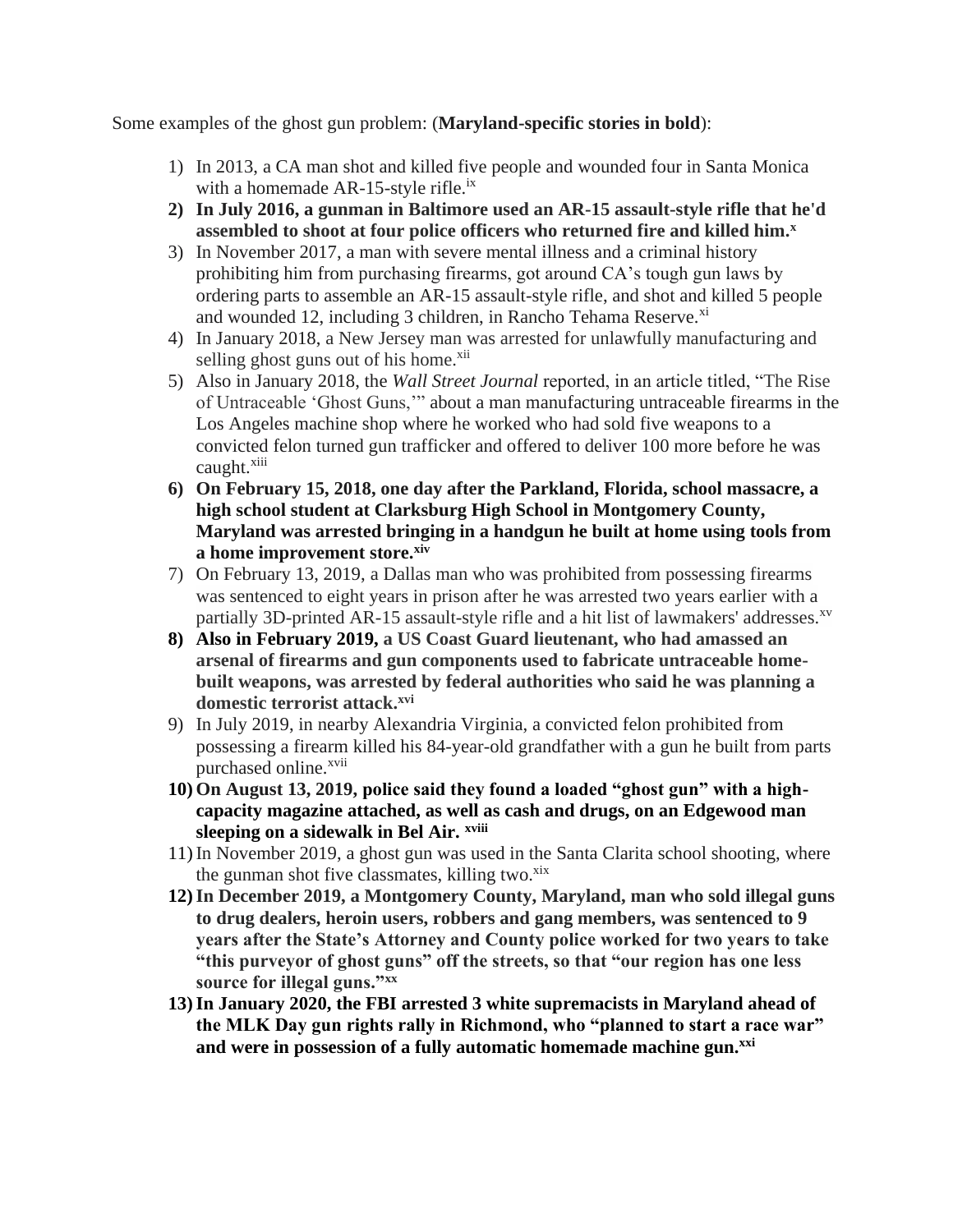Some examples of the ghost gun problem: (**Maryland-specific stories in bold**):

1) In 2013, a CA man shot and killed five people and wounded four in Santa Monica with a homemade AR-15-style rifle.[ix]
2) **In July 2016, a gunman in Baltimore used an AR-15 assault-style rifle that he'd assembled to shoot at four police officers who returned fire and killed him.**[x]
3) In November 2017, a man with severe mental illness and a criminal history prohibiting him from purchasing firearms, got around CA's tough gun laws by ordering parts to assemble an AR-15 assault-style rifle, and shot and killed 5 people and wounded 12, including 3 children, in Rancho Tehama Reserve.[xi]
4) In January 2018, a New Jersey man was arrested for unlawfully manufacturing and selling ghost guns out of his home.[xii]
5) Also in January 2018, the *Wall Street Journal* reported, in an article titled, "The Rise of Untraceable 'Ghost Guns,'" about a man manufacturing untraceable firearms in the Los Angeles machine shop where he worked who had sold five weapons to a convicted felon turned gun trafficker and offered to deliver 100 more before he was caught.[xiii]
6) **On February 15, 2018, one day after the Parkland, Florida, school massacre, a high school student at Clarksburg High School in Montgomery County, Maryland was arrested bringing in a handgun he built at home using tools from a home improvement store.**[xiv]
7) On February 13, 2019, a Dallas man who was prohibited from possessing firearms was sentenced to eight years in prison after he was arrested two years earlier with a partially 3D-printed AR-15 assault-style rifle and a hit list of lawmakers' addresses.[xv]
8) **Also in February 2019, a US Coast Guard lieutenant, who had amassed an arsenal of firearms and gun components used to fabricate untraceable home-built weapons, was arrested by federal authorities who said he was planning a domestic terrorist attack.**[xvi]
9) In July 2019, in nearby Alexandria Virginia, a convicted felon prohibited from possessing a firearm killed his 84-year-old grandfather with a gun he built from parts purchased online.[xvii]
10) **On August 13, 2019, police said they found a loaded "ghost gun" with a high-capacity magazine attached, as well as cash and drugs, on an Edgewood man sleeping on a sidewalk in Bel Air.** [xviii]
11) In November 2019, a ghost gun was used in the Santa Clarita school shooting, where the gunman shot five classmates, killing two.[xix]
12) **In December 2019, a Montgomery County, Maryland, man who sold illegal guns to drug dealers, heroin users, robbers and gang members, was sentenced to 9 years after the State's Attorney and County police worked for two years to take "this purveyor of ghost guns" off the streets, so that "our region has one less source for illegal guns."**[xx]
13) **In January 2020, the FBI arrested 3 white supremacists in Maryland ahead of the MLK Day gun rights rally in Richmond, who "planned to start a race war" and were in possession of a fully automatic homemade machine gun.**[xxi]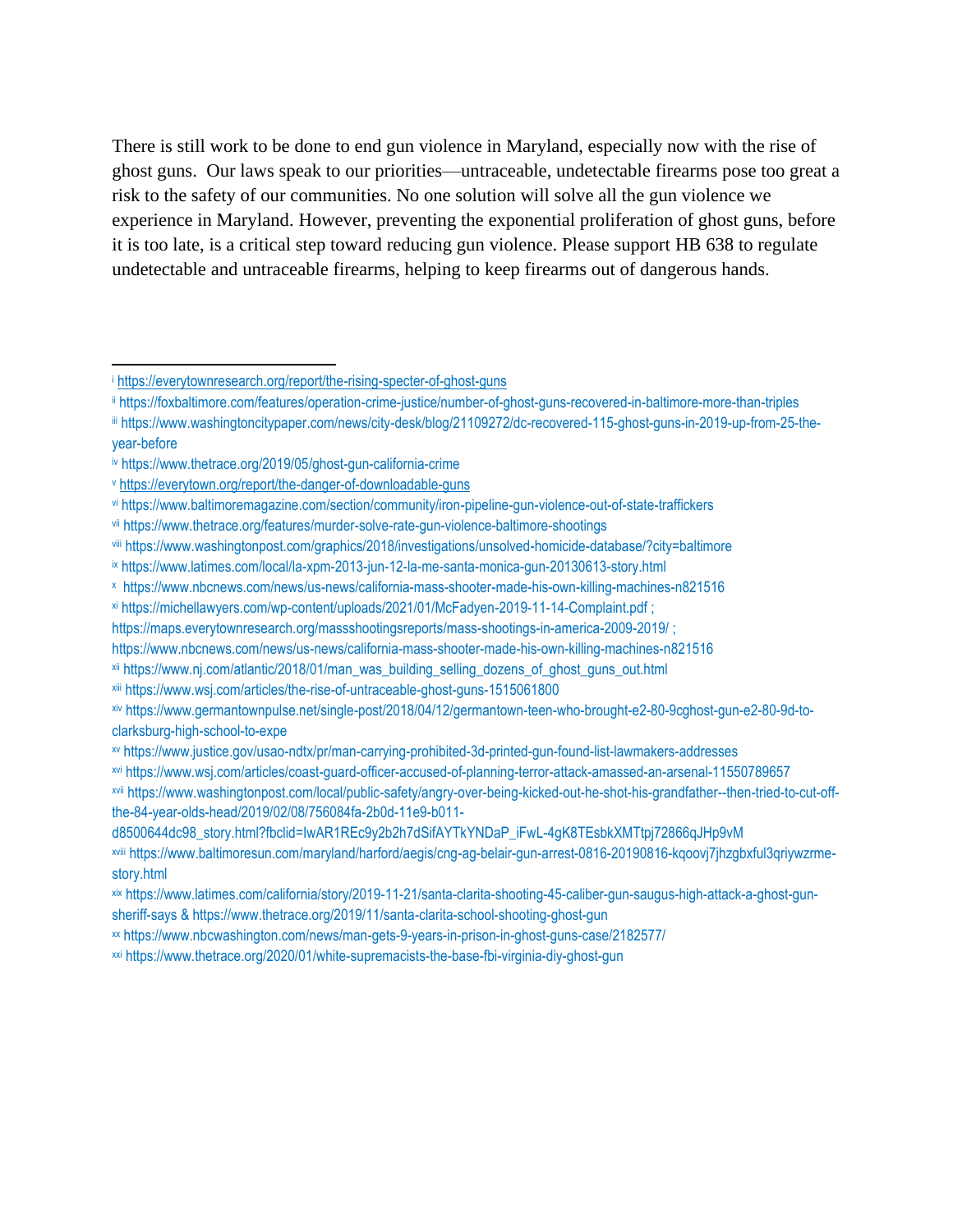There is still work to be done to end gun violence in Maryland, especially now with the rise of ghost guns. Our laws speak to our priorities—untraceable, undetectable firearms pose too great a risk to the safety of our communities. No one solution will solve all the gun violence we experience in Maryland. However, preventing the exponential proliferation of ghost guns, before it is too late, is a critical step toward reducing gun violence. Please support HB 638 to regulate undetectable and untraceable firearms, helping to keep firearms out of dangerous hands.

---

[i] https://everytownresearch.org/report/the-rising-specter-of-ghost-guns

[ii] https://foxbaltimore.com/features/operation-crime-justice/number-of-ghost-guns-recovered-in-baltimore-more-than-triples

[iii] https://www.washingtoncitypaper.com/news/city-desk/blog/21109272/dc-recovered-115-ghost-guns-in-2019-up-from-25-the-year-before

[iv] https://www.thetrace.org/2019/05/ghost-gun-california-crime

[v] https://everytown.org/report/the-danger-of-downloadable-guns

[vi] https://www.baltimoremagazine.com/section/community/iron-pipeline-gun-violence-out-of-state-traffickers

[vii] https://www.thetrace.org/features/murder-solve-rate-gun-violence-baltimore-shootings

[viii] https://www.washingtonpost.com/graphics/2018/investigations/unsolved-homicide-database/?city=baltimore

[ix] https://www.latimes.com/local/la-xpm-2013-jun-12-la-me-santa-monica-gun-20130613-story.html

[x] https://www.nbcnews.com/news/us-news/california-mass-shooter-made-his-own-killing-machines-n821516

[xi] https://michellawyers.com/wp-content/uploads/2021/01/McFadyen-2019-11-14-Complaint.pdf ; https://maps.everytownresearch.org/massshootingsreports/mass-shootings-in-america-2009-2019/ ; https://www.nbcnews.com/news/us-news/california-mass-shooter-made-his-own-killing-machines-n821516

[xii] https://www.nj.com/atlantic/2018/01/man_was_building_selling_dozens_of_ghost_guns_out.html

[xiii] https://www.wsj.com/articles/the-rise-of-untraceable-ghost-guns-1515061800

[xiv] https://www.germantownpulse.net/single-post/2018/04/12/germantown-teen-who-brought-e2-80-9cghost-gun-e2-80-9d-to-clarksburg-high-school-to-expe

[xv] https://www.justice.gov/usao-ndtx/pr/man-carrying-prohibited-3d-printed-gun-found-list-lawmakers-addresses

[xvi] https://www.wsj.com/articles/coast-guard-officer-accused-of-planning-terror-attack-amassed-an-arsenal-11550789657

[xvii] https://www.washingtonpost.com/local/public-safety/angry-over-being-kicked-out-he-shot-his-grandfather--then-tried-to-cut-off-the-84-year-olds-head/2019/02/08/756084fa-2b0d-11e9-b011-d8500644dc98_story.html?fbclid=IwAR1REc9y2b2h7dSifAYTkYNDaP_iFwL-4gK8TEsbkXMTtpj72866qJHp9vM

[xviii] https://www.baltimoresun.com/maryland/harford/aegis/cng-ag-belair-gun-arrest-0816-20190816-kqoovj7jhzgbxful3qriywzrme-story.html

[xix] https://www.latimes.com/california/story/2019-11-21/santa-clarita-shooting-45-caliber-gun-saugus-high-attack-a-ghost-gun-sheriff-says & https://www.thetrace.org/2019/11/santa-clarita-school-shooting-ghost-gun

[xx] https://www.nbcwashington.com/news/man-gets-9-years-in-prison-in-ghost-guns-case/2182577/

[xxi] https://www.thetrace.org/2020/01/white-supremacists-the-base-fbi-virginia-diy-ghost-gun